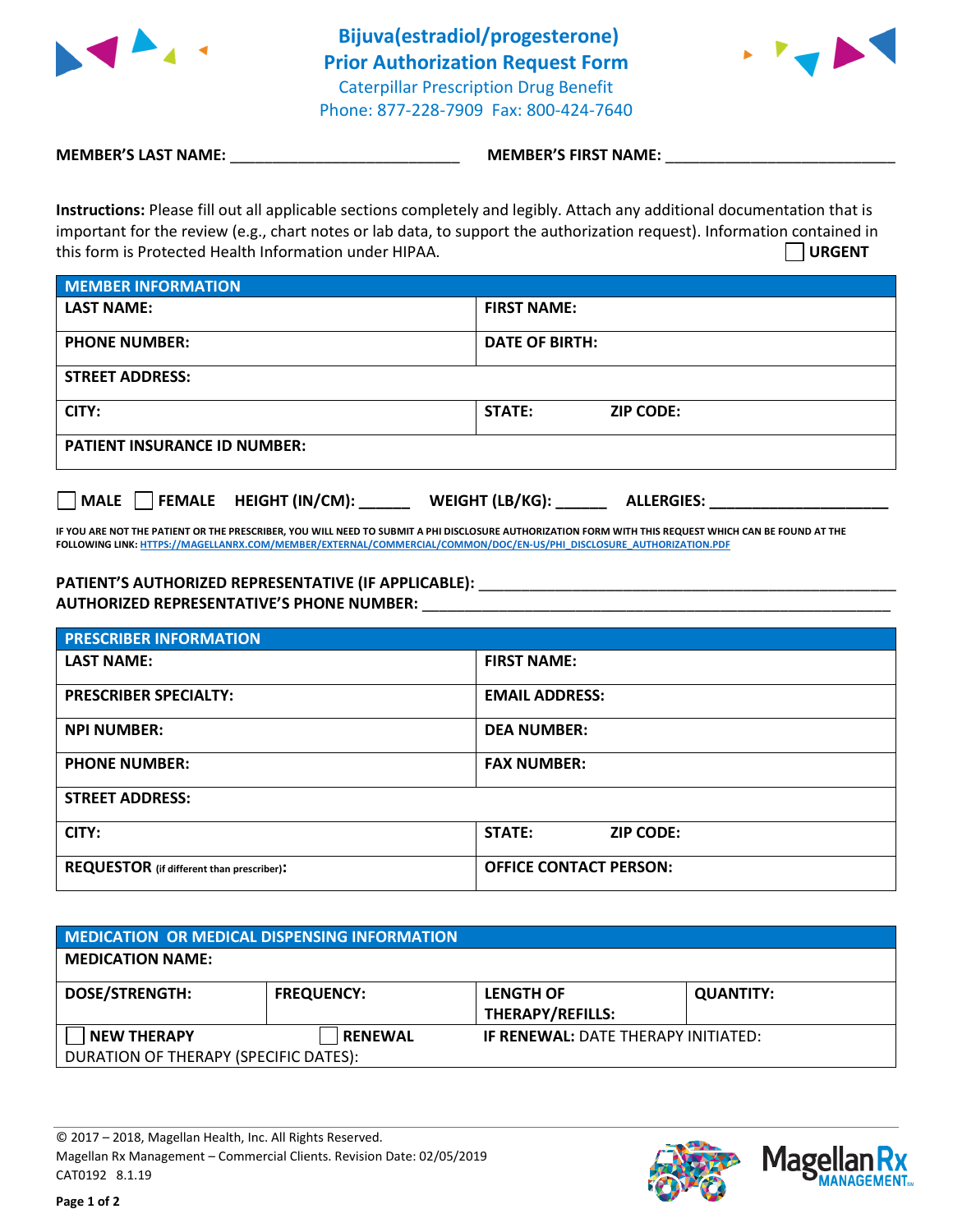# Bijuva(estradiol/progesterone)
## Prior Authorization Request Form
Caterpillar Prescription Drug Benefit
Phone: 877-228-7909 Fax: 800-424-7640

**MEMBER'S LAST NAME:** ___________________________ **MEMBER'S FIRST NAME:** ___________________________

**Instructions:** Please fill out all applicable sections completely and legibly. Attach any additional documentation that is important for the review (e.g., chart notes or lab data, to support the authorization request). Information contained in this form is Protected Health Information under HIPAA. ☐ **URGENT**

| MEMBER INFORMATION | |
|---|---|
| **LAST NAME:** | **FIRST NAME:** |
| **PHONE NUMBER:** | **DATE OF BIRTH:** |
| **STREET ADDRESS:** | |
| **CITY:** | **STATE:** **ZIP CODE:** |
| **PATIENT INSURANCE ID NUMBER:** | |

☐ **MALE** ☐ **FEMALE** **HEIGHT (IN/CM):** ______ **WEIGHT (LB/KG):** ______ **ALLERGIES:** ____________________

**IF YOU ARE NOT THE PATIENT OR THE PRESCRIBER, YOU WILL NEED TO SUBMIT A PHI DISCLOSURE AUTHORIZATION FORM WITH THIS REQUEST WHICH CAN BE FOUND AT THE FOLLOWING LINK: HTTPS://MAGELLANRX.COM/MEMBER/EXTERNAL/COMMERCIAL/COMMON/DOC/EN-US/PHI_DISCLOSURE_AUTHORIZATION.PDF**

**PATIENT'S AUTHORIZED REPRESENTATIVE (IF APPLICABLE):** ____________________________________________
**AUTHORIZED REPRESENTATIVE'S PHONE NUMBER:** ____________________________________________

| PRESCRIBER INFORMATION | |
|---|---|
| **LAST NAME:** | **FIRST NAME:** |
| **PRESCRIBER SPECIALTY:** | **EMAIL ADDRESS:** |
| **NPI NUMBER:** | **DEA NUMBER:** |
| **PHONE NUMBER:** | **FAX NUMBER:** |
| **STREET ADDRESS:** | |
| **CITY:** | **STATE:** **ZIP CODE:** |
| **REQUESTOR** (if different than prescriber)**:** | **OFFICE CONTACT PERSON:** |

| MEDICATION OR MEDICAL DISPENSING INFORMATION | | | |
|---|---|---|---|
| **MEDICATION NAME:** | | | |
| **DOSE/STRENGTH:** | **FREQUENCY:** | **LENGTH OF THERAPY/REFILLS:** | **QUANTITY:** |
| ☐ **NEW THERAPY** | ☐ **RENEWAL** | **IF RENEWAL:** DATE THERAPY INITIATED: | |
| DURATION OF THERAPY (SPECIFIC DATES): | | | |

© 2017 – 2018, Magellan Health, Inc. All Rights Reserved.
Magellan Rx Management – Commercial Clients. Revision Date: 02/05/2019
CAT0192 8.1.19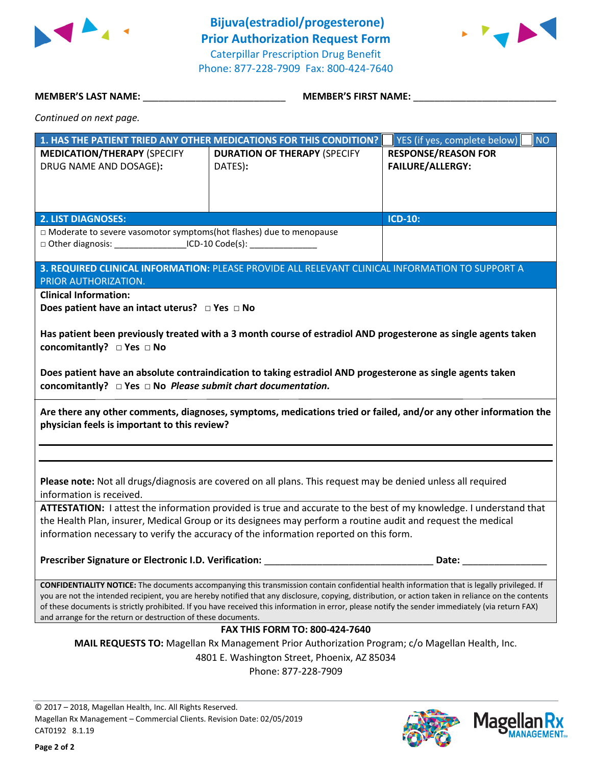# Bijuva(estradiol/progesterone) Prior Authorization Request Form

Caterpillar Prescription Drug Benefit

Phone: 877-228-7909 Fax: 800-424-7640

**MEMBER'S LAST NAME:** ___________________________ **MEMBER'S FIRST NAME:** ___________________________

*Continued on next page.*

| **1. HAS THE PATIENT TRIED ANY OTHER MEDICATIONS FOR THIS CONDITION?** | | ☐ YES (if yes, complete below) ☐ NO |
|---|---|---|
| **MEDICATION/THERAPY** (SPECIFY DRUG NAME AND DOSAGE): | **DURATION OF THERAPY** (SPECIFY DATES): | **RESPONSE/REASON FOR FAILURE/ALLERGY:** |
| | | |

| **2. LIST DIAGNOSES:** | **ICD-10:** |
|---|---|
| □ Moderate to severe vasomotor symptoms(hot flashes) due to menopause<br>□ Other diagnosis: _______________ICD-10 Code(s): ______________ | |

**3. REQUIRED CLINICAL INFORMATION:** PLEASE PROVIDE ALL RELEVANT CLINICAL INFORMATION TO SUPPORT A PRIOR AUTHORIZATION.

**Clinical Information:**

**Does patient have an intact uterus? □ Yes □ No**

**Has patient been previously treated with a 3 month course of estradiol AND progesterone as single agents taken concomitantly? □ Yes □ No**

**Does patient have an absolute contraindication to taking estradiol AND progesterone as single agents taken concomitantly? □ Yes □ No** ***Please submit chart documentation.***

**Are there any other comments, diagnoses, symptoms, medications tried or failed, and/or any other information the physician feels is important to this review?**

_______________________________________________________________

_______________________________________________________________

**Please note:** Not all drugs/diagnosis are covered on all plans. This request may be denied unless all required information is received.

**ATTESTATION:** I attest the information provided is true and accurate to the best of my knowledge. I understand that the Health Plan, insurer, Medical Group or its designees may perform a routine audit and request the medical information necessary to verify the accuracy of the information reported on this form.

**Prescriber Signature or Electronic I.D. Verification:** ________________________________ **Date:** ________________

**CONFIDENTIALITY NOTICE:** The documents accompanying this transmission contain confidential health information that is legally privileged. If you are not the intended recipient, you are hereby notified that any disclosure, copying, distribution, or action taken in reliance on the contents of these documents is strictly prohibited. If you have received this information in error, please notify the sender immediately (via return FAX) and arrange for the return or destruction of these documents.

**FAX THIS FORM TO: 800-424-7640**

**MAIL REQUESTS TO:** Magellan Rx Management Prior Authorization Program; c/o Magellan Health, Inc.
4801 E. Washington Street, Phoenix, AZ 85034
Phone: 877-228-7909

© 2017 – 2018, Magellan Health, Inc. All Rights Reserved.
Magellan Rx Management – Commercial Clients. Revision Date: 02/05/2019
CAT0192 8.1.19